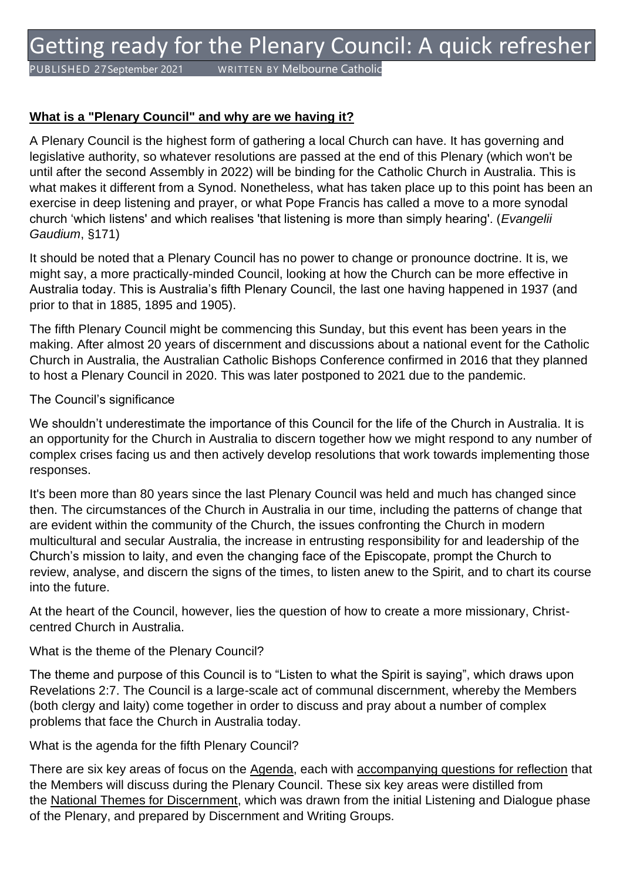# Getting ready for the Plenary Council: A quick refresher

PUBLISHED 27 September 2021    WRITTEN BY Melbourne Catholic

## What is a "Plenary Council" and why are we having it?

A Plenary Council is the highest form of gathering a local Church can have. It has governing and legislative authority, so whatever resolutions are passed at the end of this Plenary (which won't be until after the second Assembly in 2022) will be binding for the Catholic Church in Australia. This is what makes it different from a Synod. Nonetheless, what has taken place up to this point has been an exercise in deep listening and prayer, or what Pope Francis has called a move to a more synodal church 'which listens' and which realises 'that listening is more than simply hearing'. (*Evangelii Gaudium*, §171)

It should be noted that a Plenary Council has no power to change or pronounce doctrine. It is, we might say, a more practically-minded Council, looking at how the Church can be more effective in Australia today. This is Australia's fifth Plenary Council, the last one having happened in 1937 (and prior to that in 1885, 1895 and 1905).

The fifth Plenary Council might be commencing this Sunday, but this event has been years in the making. After almost 20 years of discernment and discussions about a national event for the Catholic Church in Australia, the Australian Catholic Bishops Conference confirmed in 2016 that they planned to host a Plenary Council in 2020. This was later postponed to 2021 due to the pandemic.

### The Council's significance

We shouldn't underestimate the importance of this Council for the life of the Church in Australia. It is an opportunity for the Church in Australia to discern together how we might respond to any number of complex crises facing us and then actively develop resolutions that work towards implementing those responses.

It's been more than 80 years since the last Plenary Council was held and much has changed since then. The circumstances of the Church in Australia in our time, including the patterns of change that are evident within the community of the Church, the issues confronting the Church in modern multicultural and secular Australia, the increase in entrusting responsibility for and leadership of the Church's mission to laity, and even the changing face of the Episcopate, prompt the Church to review, analyse, and discern the signs of the times, to listen anew to the Spirit, and to chart its course into the future.

At the heart of the Council, however, lies the question of how to create a more missionary, Christ-centred Church in Australia.

### What is the theme of the Plenary Council?

The theme and purpose of this Council is to "Listen to what the Spirit is saying", which draws upon Revelations 2:7. The Council is a large-scale act of communal discernment, whereby the Members (both clergy and laity) come together in order to discuss and pray about a number of complex problems that face the Church in Australia today.

### What is the agenda for the fifth Plenary Council?

There are six key areas of focus on the Agenda, each with accompanying questions for reflection that the Members will discuss during the Plenary Council. These six key areas were distilled from the National Themes for Discernment, which was drawn from the initial Listening and Dialogue phase of the Plenary, and prepared by Discernment and Writing Groups.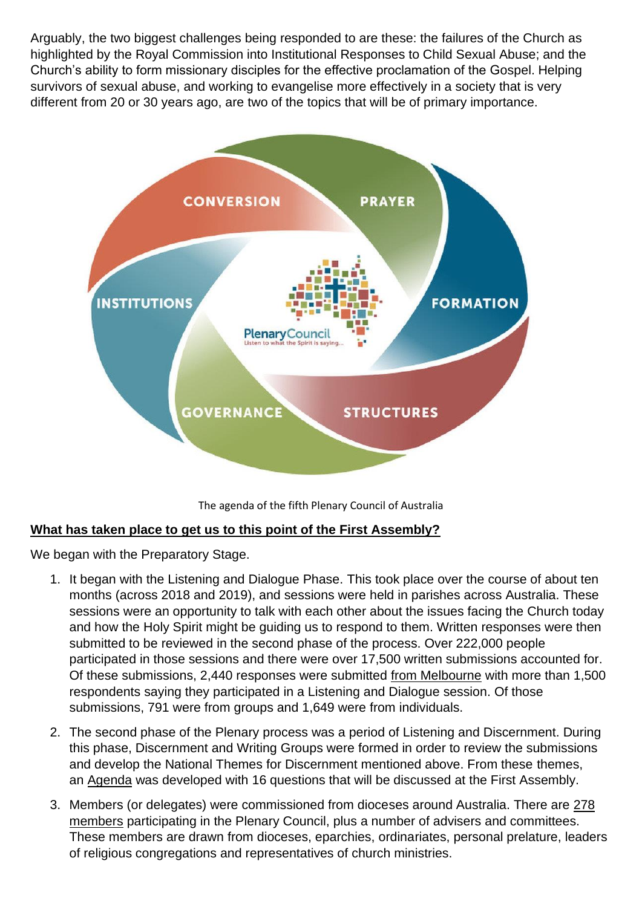Arguably, the two biggest challenges being responded to are these: the failures of the Church as highlighted by the Royal Commission into Institutional Responses to Child Sexual Abuse; and the Church's ability to form missionary disciples for the effective proclamation of the Gospel. Helping survivors of sexual abuse, and working to evangelise more effectively in a society that is very different from 20 or 30 years ago, are two of the topics that will be of primary importance.

The agenda of the fifth Plenary Council of Australia

**What has taken place to get us to this point of the First Assembly?**

We began with the Preparatory Stage.

1. It began with the Listening and Dialogue Phase. This took place over the course of about ten months (across 2018 and 2019), and sessions were held in parishes across Australia. These sessions were an opportunity to talk with each other about the issues facing the Church today and how the Holy Spirit might be guiding us to respond to them. Written responses were then submitted to be reviewed in the second phase of the process. Over 222,000 people participated in those sessions and there were over 17,500 written submissions accounted for. Of these submissions, 2,440 responses were submitted from Melbourne with more than 1,500 respondents saying they participated in a Listening and Dialogue session. Of those submissions, 791 were from groups and 1,649 were from individuals.

2. The second phase of the Plenary process was a period of Listening and Discernment. During this phase, Discernment and Writing Groups were formed in order to review the submissions and develop the National Themes for Discernment mentioned above. From these themes, an Agenda was developed with 16 questions that will be discussed at the First Assembly.

3. Members (or delegates) were commissioned from dioceses around Australia. There are 278 members participating in the Plenary Council, plus a number of advisers and committees. These members are drawn from dioceses, eparchies, ordinariates, personal prelature, leaders of religious congregations and representatives of church ministries.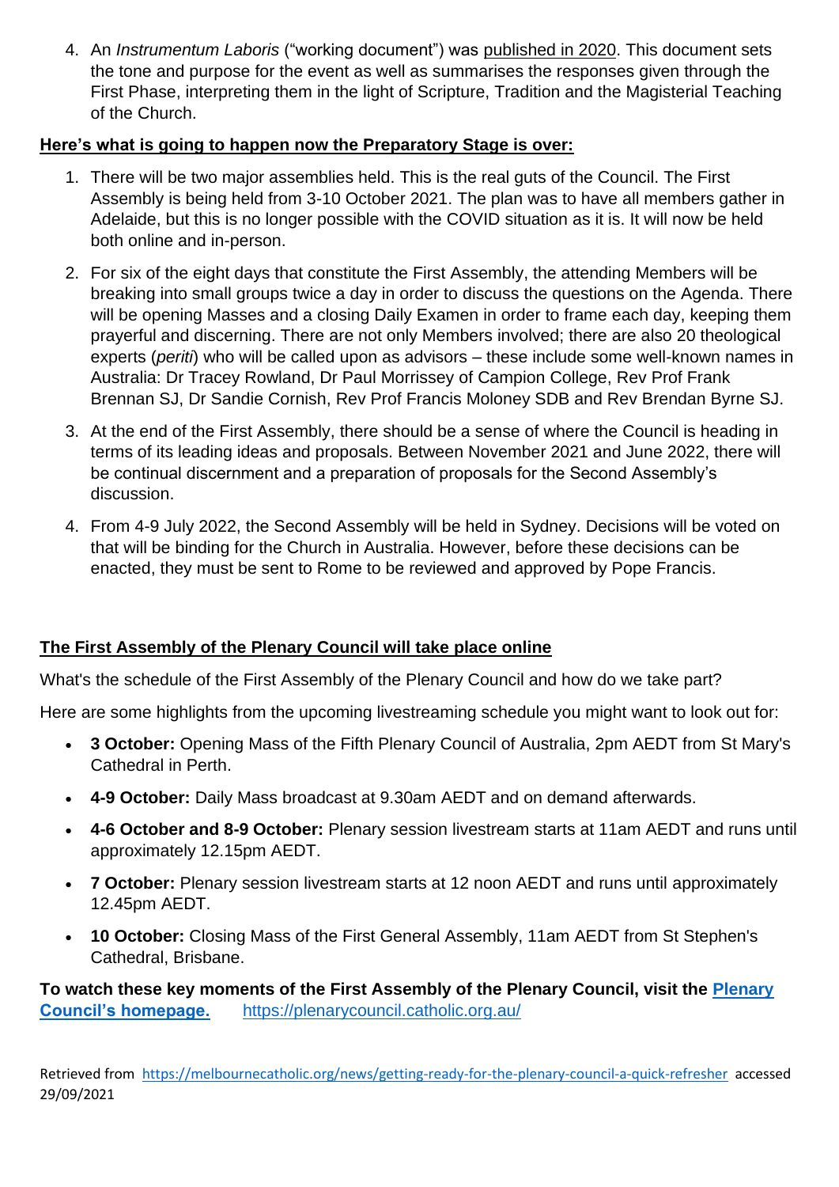4. An *Instrumentum Laboris* ("working document") was published in 2020. This document sets the tone and purpose for the event as well as summarises the responses given through the First Phase, interpreting them in the light of Scripture, Tradition and the Magisterial Teaching of the Church.

**Here's what is going to happen now the Preparatory Stage is over:**

1. There will be two major assemblies held. This is the real guts of the Council. The First Assembly is being held from 3-10 October 2021. The plan was to have all members gather in Adelaide, but this is no longer possible with the COVID situation as it is. It will now be held both online and in-person.
2. For six of the eight days that constitute the First Assembly, the attending Members will be breaking into small groups twice a day in order to discuss the questions on the Agenda. There will be opening Masses and a closing Daily Examen in order to frame each day, keeping them prayerful and discerning. There are not only Members involved; there are also 20 theological experts (*periti*) who will be called upon as advisors – these include some well-known names in Australia: Dr Tracey Rowland, Dr Paul Morrissey of Campion College, Rev Prof Frank Brennan SJ, Dr Sandie Cornish, Rev Prof Francis Moloney SDB and Rev Brendan Byrne SJ.
3. At the end of the First Assembly, there should be a sense of where the Council is heading in terms of its leading ideas and proposals. Between November 2021 and June 2022, there will be continual discernment and a preparation of proposals for the Second Assembly's discussion.
4. From 4-9 July 2022, the Second Assembly will be held in Sydney. Decisions will be voted on that will be binding for the Church in Australia. However, before these decisions can be enacted, they must be sent to Rome to be reviewed and approved by Pope Francis.

**The First Assembly of the Plenary Council will take place online**

What's the schedule of the First Assembly of the Plenary Council and how do we take part?

Here are some highlights from the upcoming livestreaming schedule you might want to look out for:

- **3 October:** Opening Mass of the Fifth Plenary Council of Australia, 2pm AEDT from St Mary's Cathedral in Perth.
- **4-9 October:** Daily Mass broadcast at 9.30am AEDT and on demand afterwards.
- **4-6 October and 8-9 October:** Plenary session livestream starts at 11am AEDT and runs until approximately 12.15pm AEDT.
- **7 October:** Plenary session livestream starts at 12 noon AEDT and runs until approximately 12.45pm AEDT.
- **10 October:** Closing Mass of the First General Assembly, 11am AEDT from St Stephen's Cathedral, Brisbane.

**To watch these key moments of the First Assembly of the Plenary Council, visit the Plenary Council's homepage.** https://plenarycouncil.catholic.org.au/

Retrieved from https://melbournecatholic.org/news/getting-ready-for-the-plenary-council-a-quick-refresher accessed 29/09/2021